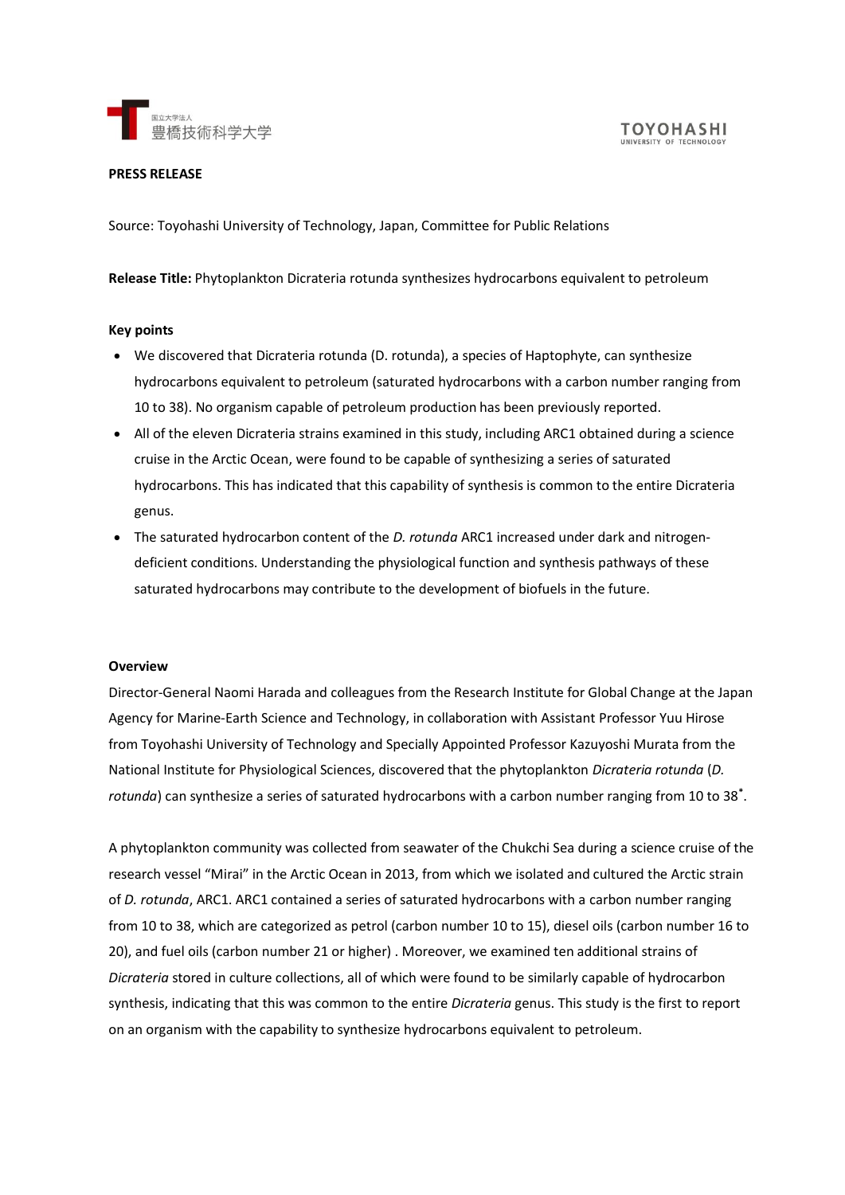国立大学法人
豊橋技術科学大学

TOYOHASHI
UNIVERSITY OF TECHNOLOGY

**PRESS RELEASE**

Source: Toyohashi University of Technology, Japan, Committee for Public Relations

**Release Title:** Phytoplankton Dicrateria rotunda synthesizes hydrocarbons equivalent to petroleum

**Key points**

- We discovered that Dicrateria rotunda (D. rotunda), a species of Haptophyte, can synthesize hydrocarbons equivalent to petroleum (saturated hydrocarbons with a carbon number ranging from 10 to 38). No organism capable of petroleum production has been previously reported.
- All of the eleven Dicrateria strains examined in this study, including ARC1 obtained during a science cruise in the Arctic Ocean, were found to be capable of synthesizing a series of saturated hydrocarbons. This has indicated that this capability of synthesis is common to the entire Dicrateria genus.
- The saturated hydrocarbon content of the *D. rotunda* ARC1 increased under dark and nitrogen-deficient conditions. Understanding the physiological function and synthesis pathways of these saturated hydrocarbons may contribute to the development of biofuels in the future.

**Overview**

Director-General Naomi Harada and colleagues from the Research Institute for Global Change at the Japan Agency for Marine-Earth Science and Technology, in collaboration with Assistant Professor Yuu Hirose from Toyohashi University of Technology and Specially Appointed Professor Kazuyoshi Murata from the National Institute for Physiological Sciences, discovered that the phytoplankton *Dicrateria rotunda* (*D. rotunda*) can synthesize a series of saturated hydrocarbons with a carbon number ranging from 10 to 38*.

A phytoplankton community was collected from seawater of the Chukchi Sea during a science cruise of the research vessel "Mirai" in the Arctic Ocean in 2013, from which we isolated and cultured the Arctic strain of *D. rotunda*, ARC1. ARC1 contained a series of saturated hydrocarbons with a carbon number ranging from 10 to 38, which are categorized as petrol (carbon number 10 to 15), diesel oils (carbon number 16 to 20), and fuel oils (carbon number 21 or higher) . Moreover, we examined ten additional strains of *Dicrateria* stored in culture collections, all of which were found to be similarly capable of hydrocarbon synthesis, indicating that this was common to the entire *Dicrateria* genus. This study is the first to report on an organism with the capability to synthesize hydrocarbons equivalent to petroleum.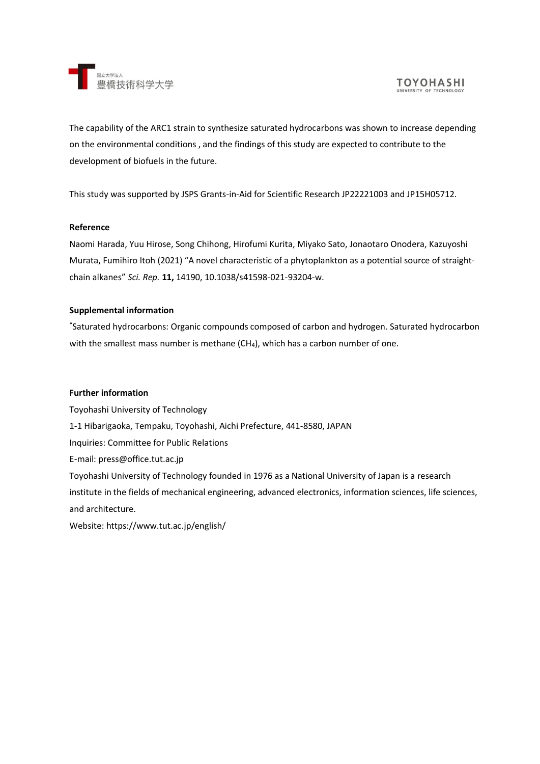The capability of the ARC1 strain to synthesize saturated hydrocarbons was shown to increase depending on the environmental conditions , and the findings of this study are expected to contribute to the development of biofuels in the future.

This study was supported by JSPS Grants-in-Aid for Scientific Research JP22221003 and JP15H05712.

**Reference**

Naomi Harada, Yuu Hirose, Song Chihong, Hirofumi Kurita, Miyako Sato, Jonaotaro Onodera, Kazuyoshi Murata, Fumihiro Itoh (2021) "A novel characteristic of a phytoplankton as a potential source of straight-chain alkanes" *Sci. Rep.* **11,** 14190, 10.1038/s41598-021-93204-w.

**Supplemental information**

*Saturated hydrocarbons: Organic compounds composed of carbon and hydrogen. Saturated hydrocarbon with the smallest mass number is methane ($CH_4$), which has a carbon number of one.

**Further information**

Toyohashi University of Technology
1-1 Hibarigaoka, Tempaku, Toyohashi, Aichi Prefecture, 441-8580, JAPAN
Inquiries: Committee for Public Relations
E-mail: press@office.tut.ac.jp
Toyohashi University of Technology founded in 1976 as a National University of Japan is a research institute in the fields of mechanical engineering, advanced electronics, information sciences, life sciences, and architecture.
Website: https://www.tut.ac.jp/english/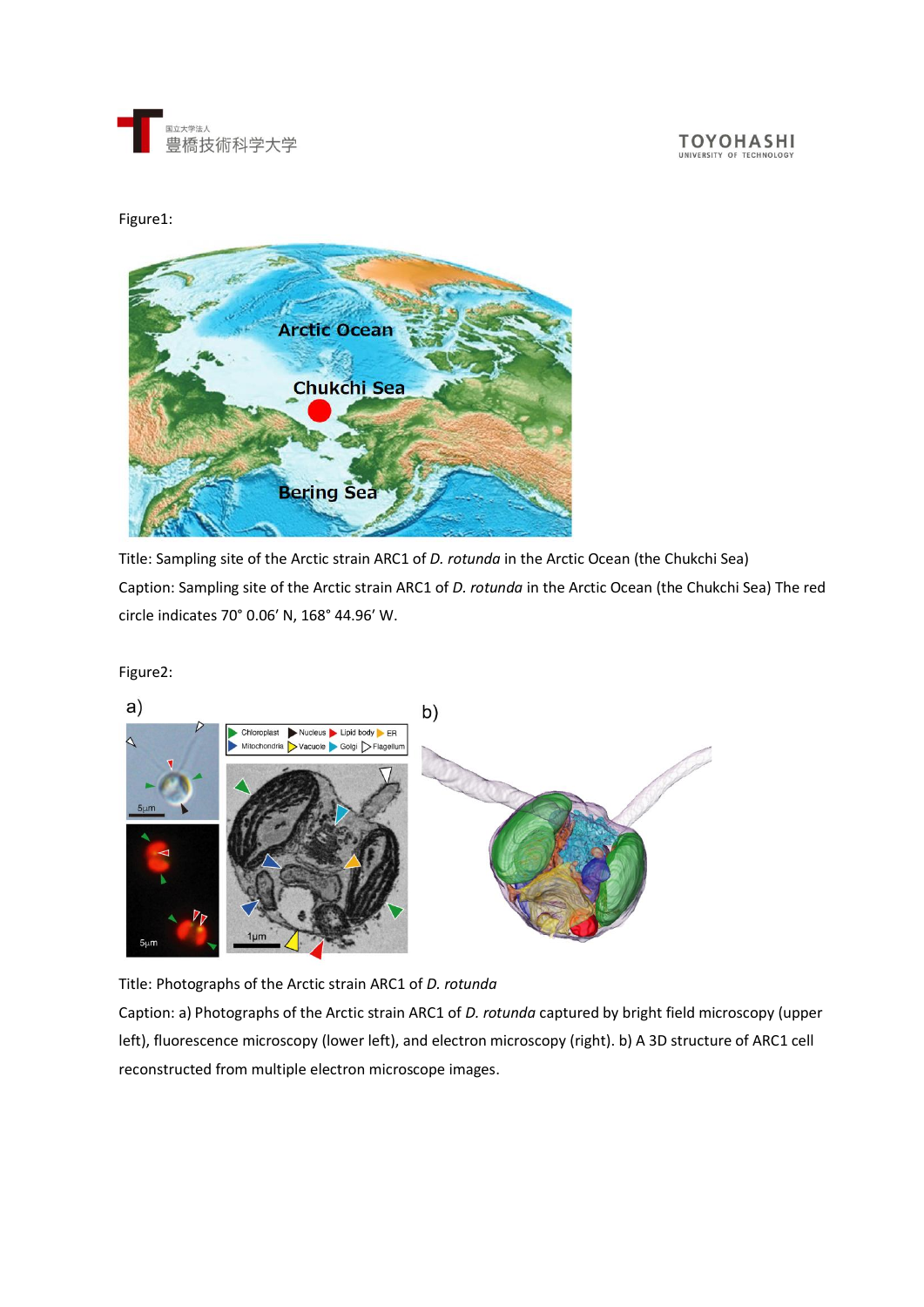Figure1:

Title: Sampling site of the Arctic strain ARC1 of *D. rotunda* in the Arctic Ocean (the Chukchi Sea)

Caption: Sampling site of the Arctic strain ARC1 of *D. rotunda* in the Arctic Ocean (the Chukchi Sea) The red circle indicates 70° 0.06′ N, 168° 44.96′ W.

Figure2:

Title: Photographs of the Arctic strain ARC1 of *D. rotunda*

Caption: a) Photographs of the Arctic strain ARC1 of *D. rotunda* captured by bright field microscopy (upper left), fluorescence microscopy (lower left), and electron microscopy (right). b) A 3D structure of ARC1 cell reconstructed from multiple electron microscope images.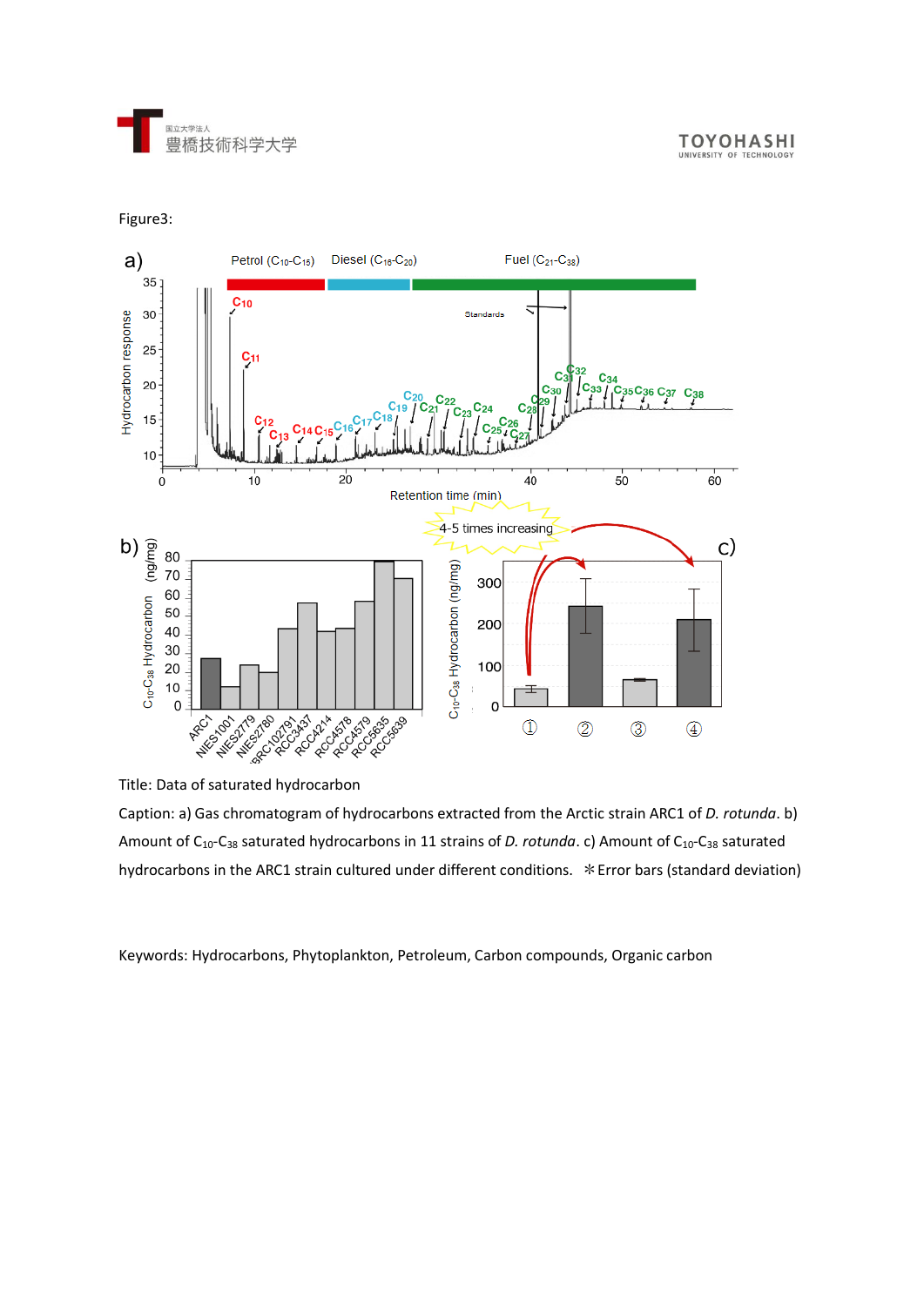Figure3:

a)

Petrol ($C_{10}$-$C_{15}$)　Diesel ($C_{16}$-$C_{20}$)　Fuel ($C_{21}$-$C_{38}$)

Hydrocarbon response

35
30
25
20
15
10

$C_{10}$ $C_{11}$ $C_{12}$ $C_{13}$ $C_{14}$ $C_{15}$ $C_{16}$ $C_{17}$ $C_{18}$ $C_{19}$ $C_{20}$ $C_{21}$ $C_{22}$ $C_{23}$ $C_{24}$ $C_{25}$ $C_{26}$ $C_{27}$ $C_{28}$ $C_{29}$ $C_{30}$ $C_{31}$ $C_{32}$ $C_{33}$ $C_{34}$ $C_{35}$ $C_{36}$ $C_{37}$ $C_{38}$

Standards

0　10　20　40　50　60

Retention time (min)

4-5 times increasing

b)

$C_{10}$-$C_{38}$ Hydrocarbon (ng/mg)

80
70
60
50
40
30
20
10
0

ARC1　NIES1001　NIES2779　NIES2780　NBRC102791　RCC3437　RCC4214　RCC4578　RCC4579　RCC5635　RCC5639

c)

$C_{10}$-$C_{38}$ Hydrocarbon (ng/mg)

300
200
100
0

①　②　③　④

Title: Data of saturated hydrocarbon

Caption: a) Gas chromatogram of hydrocarbons extracted from the Arctic strain ARC1 of *D. rotunda*. b) Amount of $C_{10}$-$C_{38}$ saturated hydrocarbons in 11 strains of *D. rotunda*. c) Amount of $C_{10}$-$C_{38}$ saturated hydrocarbons in the ARC1 strain cultured under different conditions. ＊Error bars (standard deviation)

Keywords: Hydrocarbons, Phytoplankton, Petroleum, Carbon compounds, Organic carbon